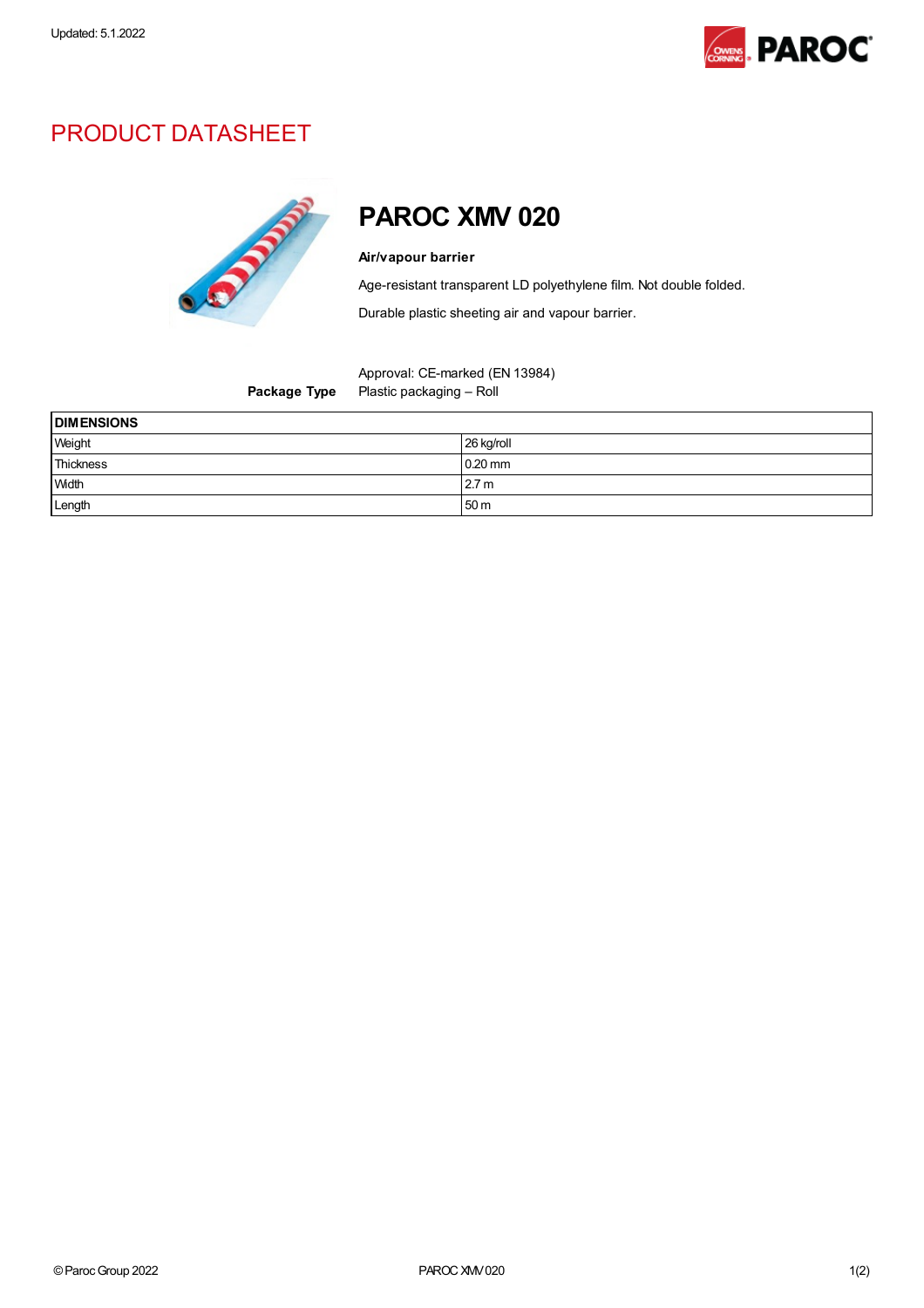Updated: 5.1.2022

# PRODUCT DATASHEET

## PAROC XMV 020

**Air/vapour barrier**

Age-resistant transparent LD polyethylene film. Not double folded.

Durable plastic sheeting air and vapour barrier.

Approval: CE-marked (EN 13984)

**Package Type** Plastic packaging – Roll

| DIMENSIONS | |
|---|---|
| Weight | 26 kg/roll |
| Thickness | 0.20 mm |
| Width | 2.7 m |
| Length | 50 m |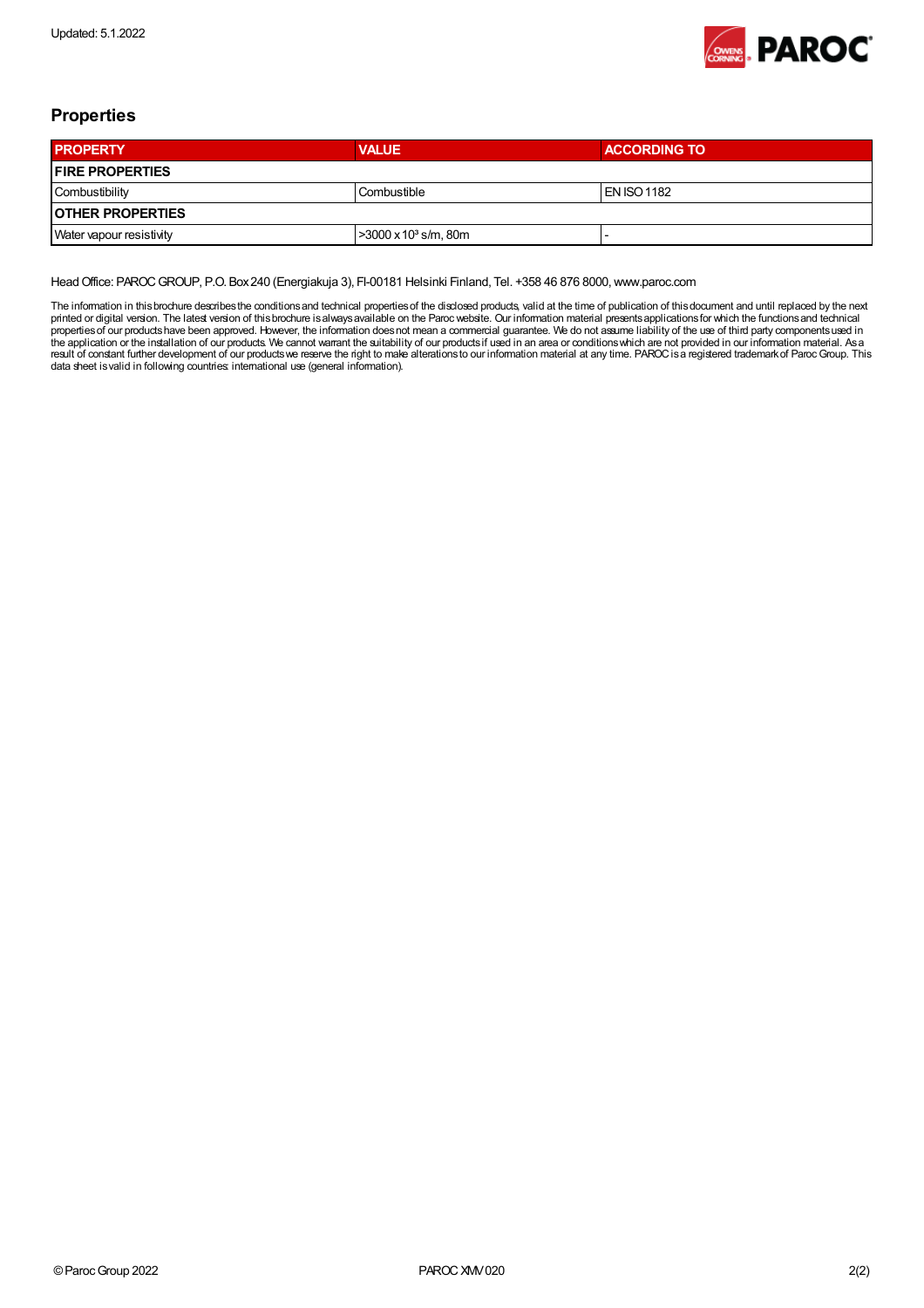Updated: 5.1.2022

## Properties

| PROPERTY | VALUE | ACCORDING TO |
|---|---|---|
| **FIRE PROPERTIES** | | |
| Combustibility | Combustible | EN ISO 1182 |
| **OTHER PROPERTIES** | | |
| Water vapour resistivity | >3000 x $10^3$ s/m, 80m | - |

Head Office: PAROC GROUP, P.O. Box 240 (Energiakuja 3), FI-00181 Helsinki Finland, Tel. +358 46 876 8000, www.paroc.com

The information in this brochure describes the conditions and technical properties of the disclosed products, valid at the time of publication of this document and until replaced by the next printed or digital version. The latest version of this brochure is always available on the Paroc website. Our information material presents applications for which the functions and technical properties of our products have been approved. However, the information does not mean a commercial guarantee. We do not assume liability of the use of third party components used in the application or the installation of our products. We cannot warrant the suitability of our products if used in an area or conditions which are not provided in our information material. As a result of constant further development of our products we reserve the right to make alterations to our information material at any time. PAROC is a registered trademark of Paroc Group. This data sheet is valid in following countries: international use (general information).

© Paroc Group 2022

PAROC XMV 020